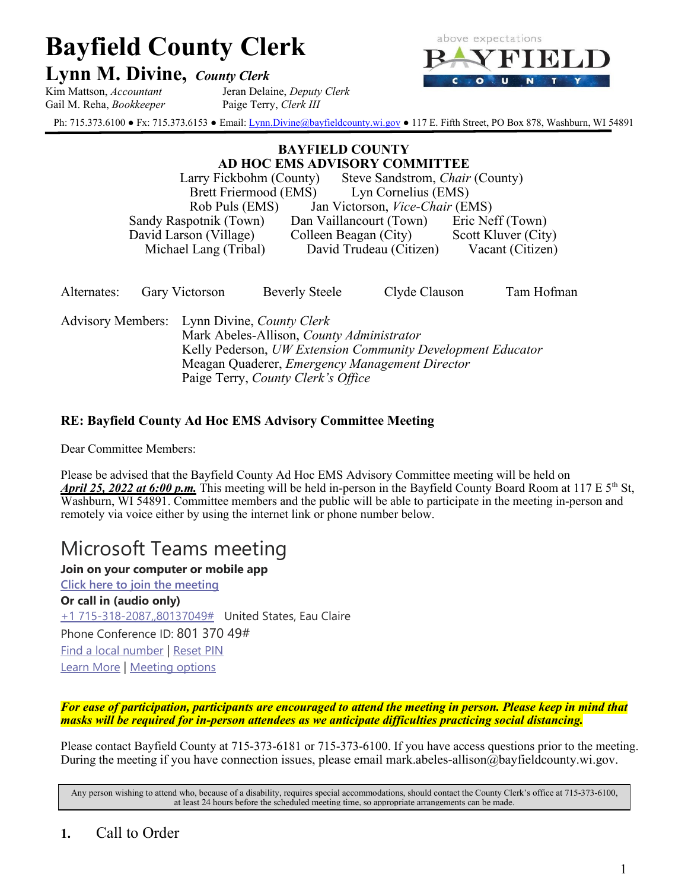# Bayfield County Clerk

## Lynn M. Divine, *County Clerk*

Kim Mattson, *Accountant* Jeran Delaine, *Deputy Clerk*
Gail M. Reha, *Bookkeeper* Paige Terry, *Clerk III*

Ph: 715.373.6100 ● Fx: 715.373.6153 ● Email: Lynn.Divine@bayfieldcounty.wi.gov ● 117 E. Fifth Street, PO Box 878, Washburn, WI 54891

**BAYFIELD COUNTY**
**AD HOC EMS ADVISORY COMMITTEE**

Larry Fickbohm (County) Steve Sandstrom, *Chair* (County)
Brett Friermood (EMS) Lyn Cornelius (EMS)
Rob Puls (EMS) Jan Victorson, *Vice-Chair* (EMS)
Sandy Raspotnik (Town) Dan Vaillancourt (Town) Eric Neff (Town)
David Larson (Village) Colleen Beagan (City) Scott Kluver (City)
Michael Lang (Tribal) David Trudeau (Citizen) Vacant (Citizen)

Alternates: Gary Victorson Beverly Steele Clyde Clauson Tam Hofman

Advisory Members: Lynn Divine, *County Clerk*
Mark Abeles-Allison, *County Administrator*
Kelly Pederson, *UW Extension Community Development Educator*
Meagan Quaderer, *Emergency Management Director*
Paige Terry, *County Clerk's Office*

**RE: Bayfield County Ad Hoc EMS Advisory Committee Meeting**

Dear Committee Members:

Please be advised that the Bayfield County Ad Hoc EMS Advisory Committee meeting will be held on ***April 25, 2022 at 6:00 p.m.*** This meeting will be held in-person in the Bayfield County Board Room at 117 E 5th St, Washburn, WI 54891. Committee members and the public will be able to participate in the meeting in-person and remotely via voice either by using the internet link or phone number below.

# Microsoft Teams meeting

**Join on your computer or mobile app**

Click here to join the meeting

**Or call in (audio only)**

+1 715-318-2087,,80137049# United States, Eau Claire

Phone Conference ID: 801 370 49#

Find a local number | Reset PIN

Learn More | Meeting options

***For ease of participation, participants are encouraged to attend the meeting in person. Please keep in mind that masks will be required for in-person attendees as we anticipate difficulties practicing social distancing.***

Please contact Bayfield County at 715-373-6181 or 715-373-6100. If you have access questions prior to the meeting. During the meeting if you have connection issues, please email mark.abeles-allison@bayfieldcounty.wi.gov.

Any person wishing to attend who, because of a disability, requires special accommodations, should contact the County Clerk's office at 715-373-6100, at least 24 hours before the scheduled meeting time, so appropriate arrangements can be made.

**1.** Call to Order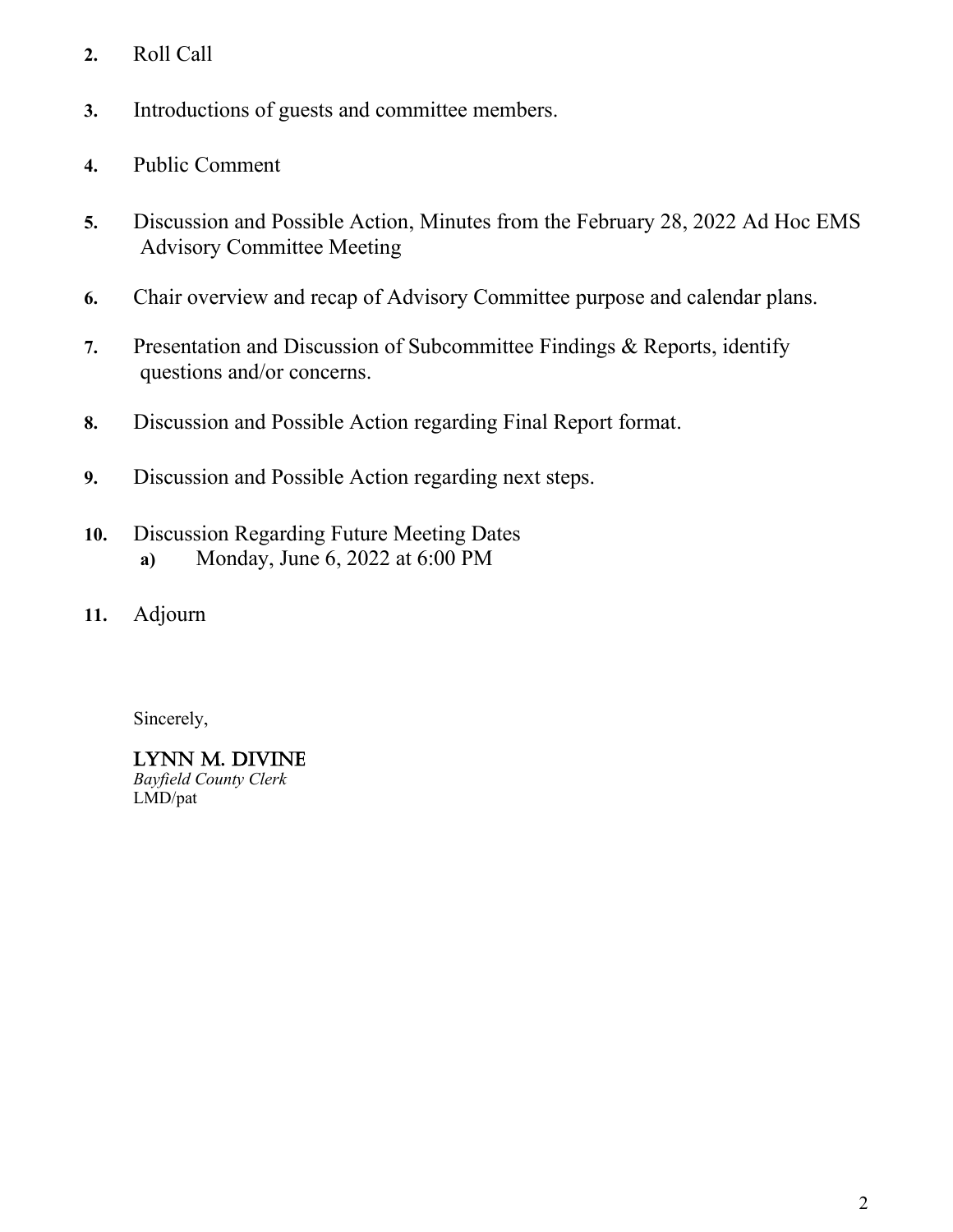2. Roll Call

3. Introductions of guests and committee members.

4. Public Comment

5. Discussion and Possible Action, Minutes from the February 28, 2022 Ad Hoc EMS Advisory Committee Meeting

6. Chair overview and recap of Advisory Committee purpose and calendar plans.

7. Presentation and Discussion of Subcommittee Findings & Reports, identify questions and/or concerns.

8. Discussion and Possible Action regarding Final Report format.

9. Discussion and Possible Action regarding next steps.

10. Discussion Regarding Future Meeting Dates
    a) Monday, June 6, 2022 at 6:00 PM

11. Adjourn

Sincerely,

LYNN M. DIVINE
*Bayfield County Clerk*
LMD/pat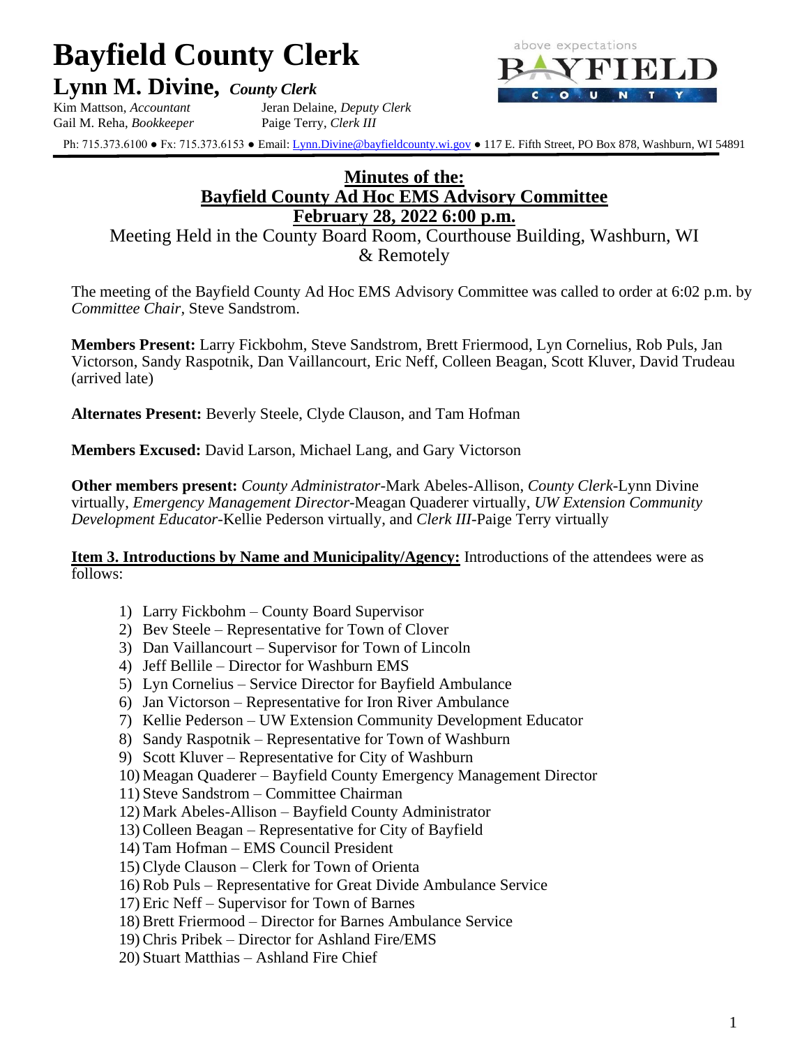# Bayfield County Clerk

## Lynn M. Divine, *County Clerk*

Kim Mattson, *Accountant* Jeran Delaine, *Deputy Clerk*
Gail M. Reha, *Bookkeeper* Paige Terry, *Clerk III*

Ph: 715.373.6100 ● Fx: 715.373.6153 ● Email: Lynn.Divine@bayfieldcounty.wi.gov ● 117 E. Fifth Street, PO Box 878, Washburn, WI 54891

**Minutes of the:**
**Bayfield County Ad Hoc EMS Advisory Committee**
**February 28, 2022 6:00 p.m.**
Meeting Held in the County Board Room, Courthouse Building, Washburn, WI & Remotely

The meeting of the Bayfield County Ad Hoc EMS Advisory Committee was called to order at 6:02 p.m. by *Committee Chair*, Steve Sandstrom.

**Members Present:** Larry Fickbohm, Steve Sandstrom, Brett Friermood, Lyn Cornelius, Rob Puls, Jan Victorson, Sandy Raspotnik, Dan Vaillancourt, Eric Neff, Colleen Beagan, Scott Kluver, David Trudeau (arrived late)

**Alternates Present:** Beverly Steele, Clyde Clauson, and Tam Hofman

**Members Excused:** David Larson, Michael Lang, and Gary Victorson

**Other members present:** *County Administrator*-Mark Abeles-Allison, *County Clerk*-Lynn Divine virtually, *Emergency Management Director*-Meagan Quaderer virtually, *UW Extension Community Development Educator*-Kellie Pederson virtually, and *Clerk III*-Paige Terry virtually

**Item 3. Introductions by Name and Municipality/Agency:** Introductions of the attendees were as follows:

1) Larry Fickbohm – County Board Supervisor
2) Bev Steele – Representative for Town of Clover
3) Dan Vaillancourt – Supervisor for Town of Lincoln
4) Jeff Bellile – Director for Washburn EMS
5) Lyn Cornelius – Service Director for Bayfield Ambulance
6) Jan Victorson – Representative for Iron River Ambulance
7) Kellie Pederson – UW Extension Community Development Educator
8) Sandy Raspotnik – Representative for Town of Washburn
9) Scott Kluver – Representative for City of Washburn
10) Meagan Quaderer – Bayfield County Emergency Management Director
11) Steve Sandstrom – Committee Chairman
12) Mark Abeles-Allison – Bayfield County Administrator
13) Colleen Beagan – Representative for City of Bayfield
14) Tam Hofman – EMS Council President
15) Clyde Clauson – Clerk for Town of Orienta
16) Rob Puls – Representative for Great Divide Ambulance Service
17) Eric Neff – Supervisor for Town of Barnes
18) Brett Friermood – Director for Barnes Ambulance Service
19) Chris Pribek – Director for Ashland Fire/EMS
20) Stuart Matthias – Ashland Fire Chief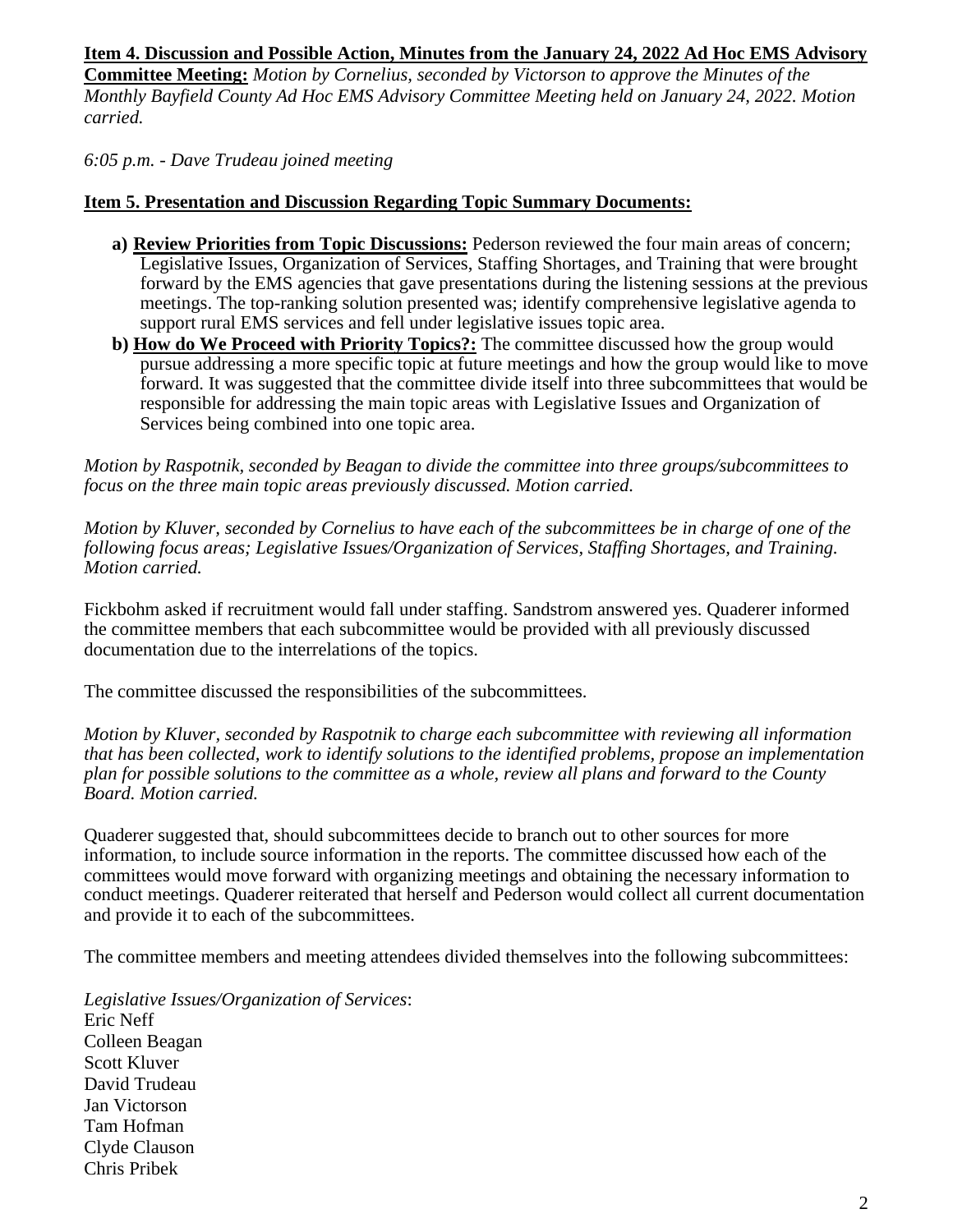**Item 4. Discussion and Possible Action, Minutes from the January 24, 2022 Ad Hoc EMS Advisory Committee Meeting:** *Motion by Cornelius, seconded by Victorson to approve the Minutes of the Monthly Bayfield County Ad Hoc EMS Advisory Committee Meeting held on January 24, 2022. Motion carried.*

*6:05 p.m. - Dave Trudeau joined meeting*

**Item 5. Presentation and Discussion Regarding Topic Summary Documents:**

- **a) Review Priorities from Topic Discussions:** Pederson reviewed the four main areas of concern; Legislative Issues, Organization of Services, Staffing Shortages, and Training that were brought forward by the EMS agencies that gave presentations during the listening sessions at the previous meetings. The top-ranking solution presented was; identify comprehensive legislative agenda to support rural EMS services and fell under legislative issues topic area.
- **b) How do We Proceed with Priority Topics?:** The committee discussed how the group would pursue addressing a more specific topic at future meetings and how the group would like to move forward. It was suggested that the committee divide itself into three subcommittees that would be responsible for addressing the main topic areas with Legislative Issues and Organization of Services being combined into one topic area.

*Motion by Raspotnik, seconded by Beagan to divide the committee into three groups/subcommittees to focus on the three main topic areas previously discussed. Motion carried.*

*Motion by Kluver, seconded by Cornelius to have each of the subcommittees be in charge of one of the following focus areas; Legislative Issues/Organization of Services, Staffing Shortages, and Training. Motion carried.*

Fickbohm asked if recruitment would fall under staffing. Sandstrom answered yes. Quaderer informed the committee members that each subcommittee would be provided with all previously discussed documentation due to the interrelations of the topics.

The committee discussed the responsibilities of the subcommittees.

*Motion by Kluver, seconded by Raspotnik to charge each subcommittee with reviewing all information that has been collected, work to identify solutions to the identified problems, propose an implementation plan for possible solutions to the committee as a whole, review all plans and forward to the County Board. Motion carried.*

Quaderer suggested that, should subcommittees decide to branch out to other sources for more information, to include source information in the reports. The committee discussed how each of the committees would move forward with organizing meetings and obtaining the necessary information to conduct meetings. Quaderer reiterated that herself and Pederson would collect all current documentation and provide it to each of the subcommittees.

The committee members and meeting attendees divided themselves into the following subcommittees:

*Legislative Issues/Organization of Services*:
Eric Neff
Colleen Beagan
Scott Kluver
David Trudeau
Jan Victorson
Tam Hofman
Clyde Clauson
Chris Pribek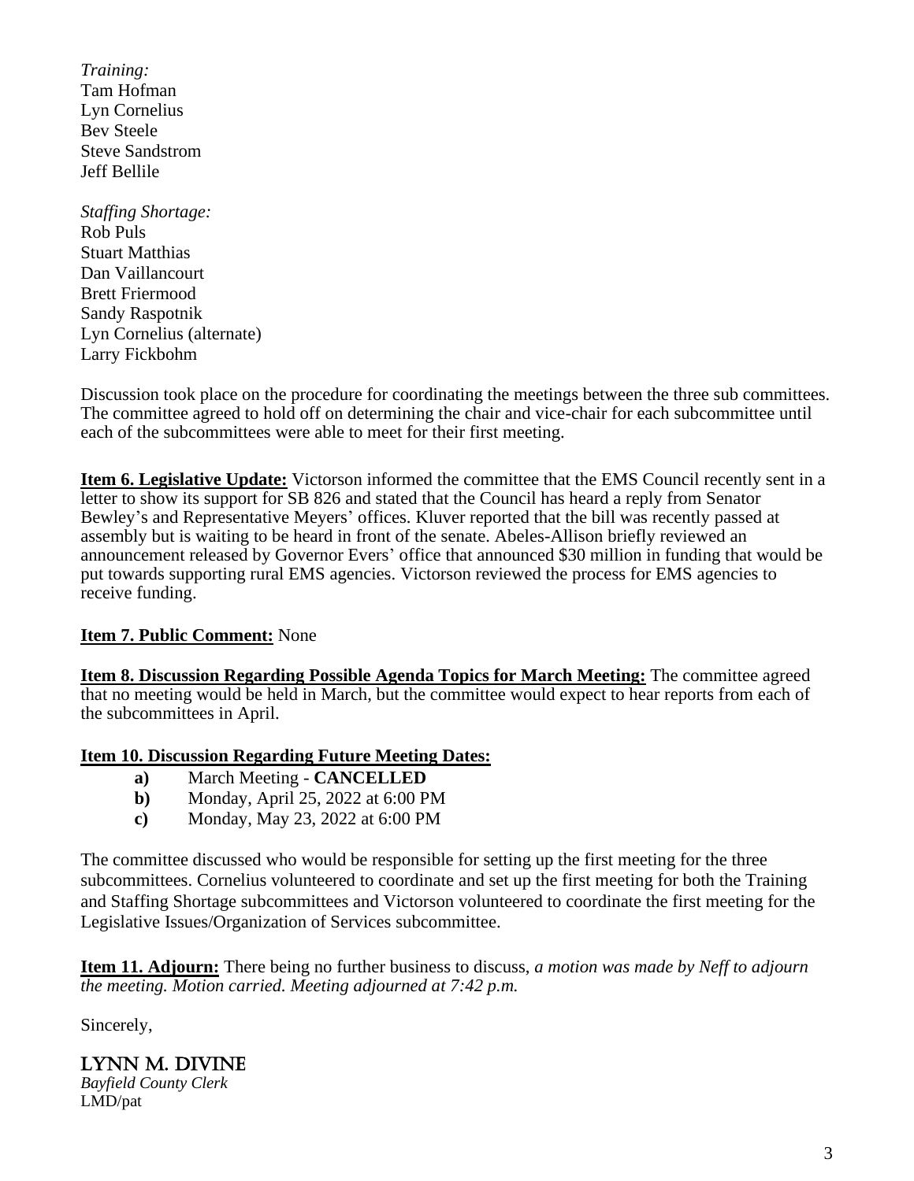*Training:*
Tam Hofman
Lyn Cornelius
Bev Steele
Steve Sandstrom
Jeff Bellile

*Staffing Shortage:*
Rob Puls
Stuart Matthias
Dan Vaillancourt
Brett Friermood
Sandy Raspotnik
Lyn Cornelius (alternate)
Larry Fickbohm

Discussion took place on the procedure for coordinating the meetings between the three sub committees. The committee agreed to hold off on determining the chair and vice-chair for each subcommittee until each of the subcommittees were able to meet for their first meeting.

**Item 6. Legislative Update:** Victorson informed the committee that the EMS Council recently sent in a letter to show its support for SB 826 and stated that the Council has heard a reply from Senator Bewley's and Representative Meyers' offices. Kluver reported that the bill was recently passed at assembly but is waiting to be heard in front of the senate. Abeles-Allison briefly reviewed an announcement released by Governor Evers' office that announced $30 million in funding that would be put towards supporting rural EMS agencies. Victorson reviewed the process for EMS agencies to receive funding.

**Item 7. Public Comment:** None

**Item 8. Discussion Regarding Possible Agenda Topics for March Meeting:** The committee agreed that no meeting would be held in March, but the committee would expect to hear reports from each of the subcommittees in April.

**Item 10. Discussion Regarding Future Meeting Dates:**

- **a)** March Meeting - **CANCELLED**
- **b)** Monday, April 25, 2022 at 6:00 PM
- **c)** Monday, May 23, 2022 at 6:00 PM

The committee discussed who would be responsible for setting up the first meeting for the three subcommittees. Cornelius volunteered to coordinate and set up the first meeting for both the Training and Staffing Shortage subcommittees and Victorson volunteered to coordinate the first meeting for the Legislative Issues/Organization of Services subcommittee.

**Item 11. Adjourn:** There being no further business to discuss, *a motion was made by Neff to adjourn the meeting. Motion carried. Meeting adjourned at 7:42 p.m.*

Sincerely,

LYNN M. DIVINE
*Bayfield County Clerk*
LMD/pat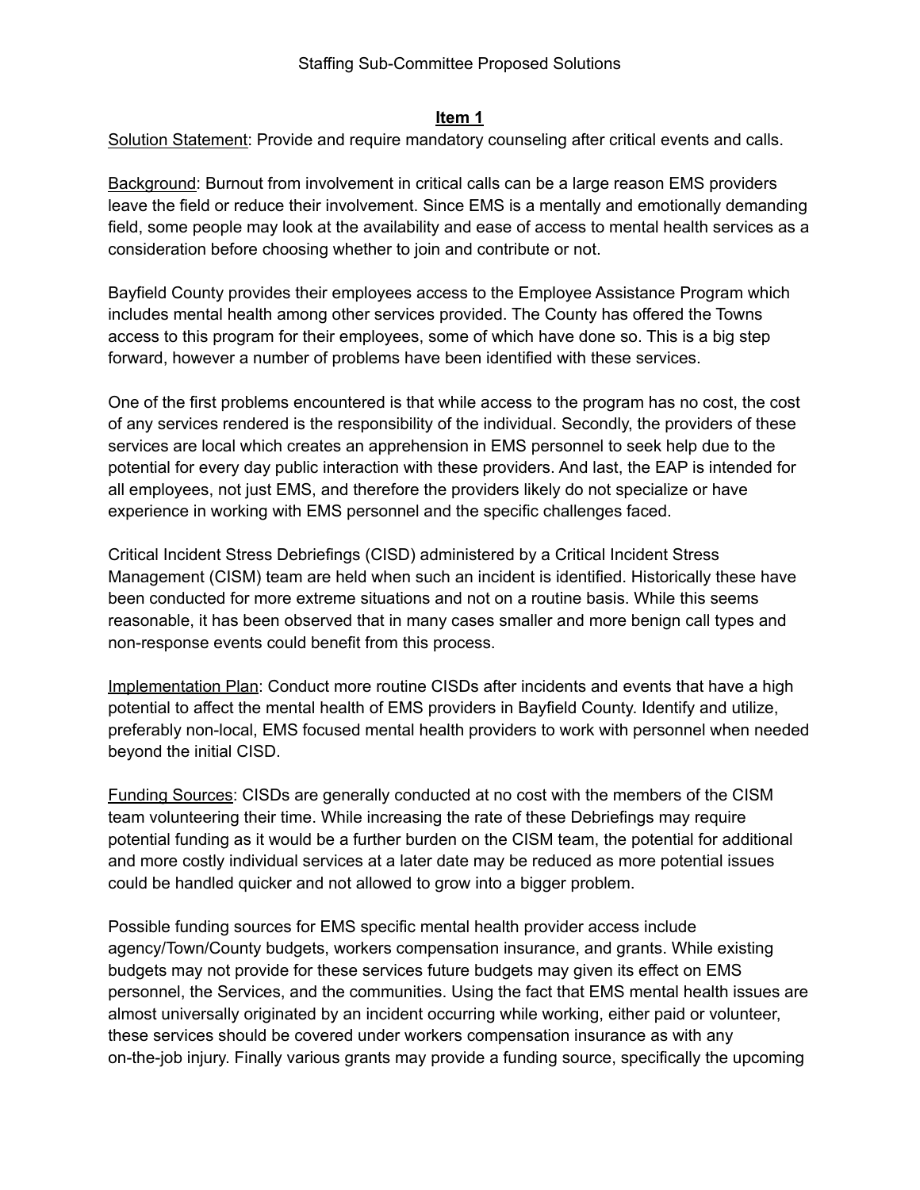Staffing Sub-Committee Proposed Solutions

**Item 1**

Solution Statement: Provide and require mandatory counseling after critical events and calls.

Background: Burnout from involvement in critical calls can be a large reason EMS providers leave the field or reduce their involvement. Since EMS is a mentally and emotionally demanding field, some people may look at the availability and ease of access to mental health services as a consideration before choosing whether to join and contribute or not.

Bayfield County provides their employees access to the Employee Assistance Program which includes mental health among other services provided. The County has offered the Towns access to this program for their employees, some of which have done so. This is a big step forward, however a number of problems have been identified with these services.

One of the first problems encountered is that while access to the program has no cost, the cost of any services rendered is the responsibility of the individual. Secondly, the providers of these services are local which creates an apprehension in EMS personnel to seek help due to the potential for every day public interaction with these providers. And last, the EAP is intended for all employees, not just EMS, and therefore the providers likely do not specialize or have experience in working with EMS personnel and the specific challenges faced.

Critical Incident Stress Debriefings (CISD) administered by a Critical Incident Stress Management (CISM) team are held when such an incident is identified. Historically these have been conducted for more extreme situations and not on a routine basis. While this seems reasonable, it has been observed that in many cases smaller and more benign call types and non-response events could benefit from this process.

Implementation Plan: Conduct more routine CISDs after incidents and events that have a high potential to affect the mental health of EMS providers in Bayfield County. Identify and utilize, preferably non-local, EMS focused mental health providers to work with personnel when needed beyond the initial CISD.

Funding Sources: CISDs are generally conducted at no cost with the members of the CISM team volunteering their time. While increasing the rate of these Debriefings may require potential funding as it would be a further burden on the CISM team, the potential for additional and more costly individual services at a later date may be reduced as more potential issues could be handled quicker and not allowed to grow into a bigger problem.

Possible funding sources for EMS specific mental health provider access include agency/Town/County budgets, workers compensation insurance, and grants. While existing budgets may not provide for these services future budgets may given its effect on EMS personnel, the Services, and the communities. Using the fact that EMS mental health issues are almost universally originated by an incident occurring while working, either paid or volunteer, these services should be covered under workers compensation insurance as with any on-the-job injury. Finally various grants may provide a funding source, specifically the upcoming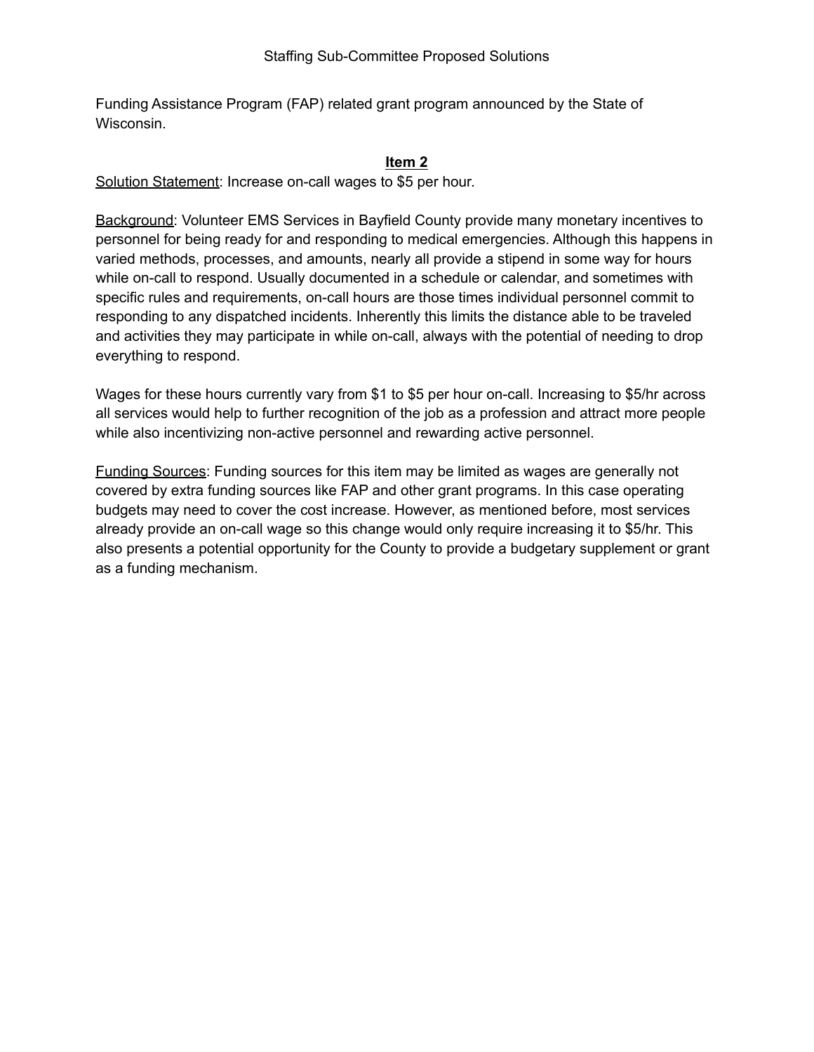Funding Assistance Program (FAP) related grant program announced by the State of Wisconsin.

## Item 2

Solution Statement: Increase on-call wages to $5 per hour.

Background: Volunteer EMS Services in Bayfield County provide many monetary incentives to personnel for being ready for and responding to medical emergencies. Although this happens in varied methods, processes, and amounts, nearly all provide a stipend in some way for hours while on-call to respond. Usually documented in a schedule or calendar, and sometimes with specific rules and requirements, on-call hours are those times individual personnel commit to responding to any dispatched incidents. Inherently this limits the distance able to be traveled and activities they may participate in while on-call, always with the potential of needing to drop everything to respond.

Wages for these hours currently vary from $1 to $5 per hour on-call. Increasing to $5/hr across all services would help to further recognition of the job as a profession and attract more people while also incentivizing non-active personnel and rewarding active personnel.

Funding Sources: Funding sources for this item may be limited as wages are generally not covered by extra funding sources like FAP and other grant programs. In this case operating budgets may need to cover the cost increase. However, as mentioned before, most services already provide an on-call wage so this change would only require increasing it to $5/hr. This also presents a potential opportunity for the County to provide a budgetary supplement or grant as a funding mechanism.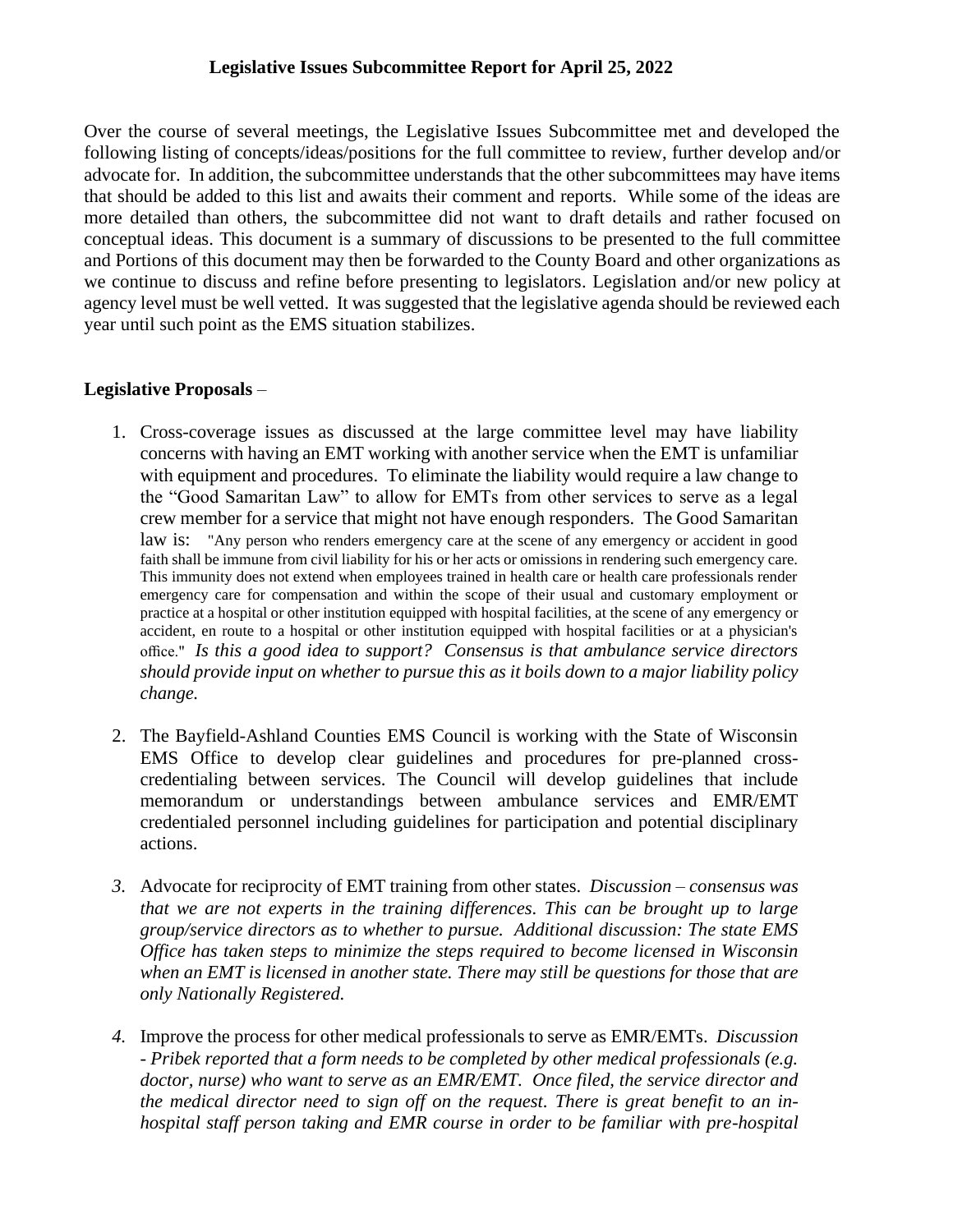**Legislative Issues Subcommittee Report for April 25, 2022**

Over the course of several meetings, the Legislative Issues Subcommittee met and developed the following listing of concepts/ideas/positions for the full committee to review, further develop and/or advocate for. In addition, the subcommittee understands that the other subcommittees may have items that should be added to this list and awaits their comment and reports. While some of the ideas are more detailed than others, the subcommittee did not want to draft details and rather focused on conceptual ideas. This document is a summary of discussions to be presented to the full committee and Portions of this document may then be forwarded to the County Board and other organizations as we continue to discuss and refine before presenting to legislators. Legislation and/or new policy at agency level must be well vetted. It was suggested that the legislative agenda should be reviewed each year until such point as the EMS situation stabilizes.

**Legislative Proposals** –

1. Cross-coverage issues as discussed at the large committee level may have liability concerns with having an EMT working with another service when the EMT is unfamiliar with equipment and procedures. To eliminate the liability would require a law change to the "Good Samaritan Law" to allow for EMTs from other services to serve as a legal crew member for a service that might not have enough responders. The Good Samaritan law is: "Any person who renders emergency care at the scene of any emergency or accident in good faith shall be immune from civil liability for his or her acts or omissions in rendering such emergency care. This immunity does not extend when employees trained in health care or health care professionals render emergency care for compensation and within the scope of their usual and customary employment or practice at a hospital or other institution equipped with hospital facilities, at the scene of any emergency or accident, en route to a hospital or other institution equipped with hospital facilities or at a physician's office." *Is this a good idea to support? Consensus is that ambulance service directors should provide input on whether to pursue this as it boils down to a major liability policy change.*

2. The Bayfield-Ashland Counties EMS Council is working with the State of Wisconsin EMS Office to develop clear guidelines and procedures for pre-planned cross-credentialing between services. The Council will develop guidelines that include memorandum or understandings between ambulance services and EMR/EMT credentialed personnel including guidelines for participation and potential disciplinary actions.

3. Advocate for reciprocity of EMT training from other states. *Discussion – consensus was that we are not experts in the training differences. This can be brought up to large group/service directors as to whether to pursue. Additional discussion: The state EMS Office has taken steps to minimize the steps required to become licensed in Wisconsin when an EMT is licensed in another state. There may still be questions for those that are only Nationally Registered.*

4. Improve the process for other medical professionals to serve as EMR/EMTs. *Discussion - Pribek reported that a form needs to be completed by other medical professionals (e.g. doctor, nurse) who want to serve as an EMR/EMT. Once filed, the service director and the medical director need to sign off on the request. There is great benefit to an in-hospital staff person taking and EMR course in order to be familiar with pre-hospital*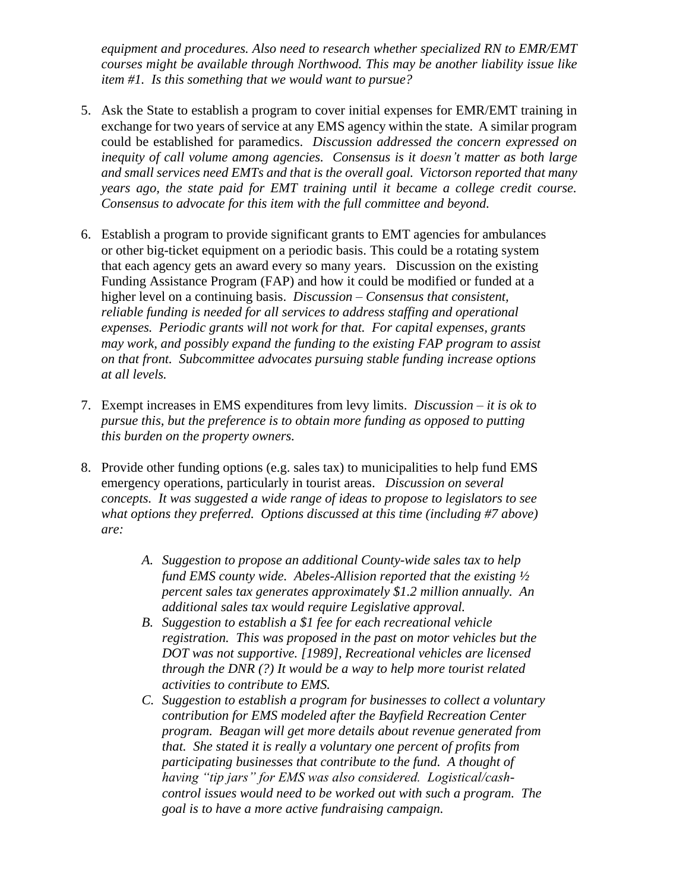*equipment and procedures. Also need to research whether specialized RN to EMR/EMT courses might be available through Northwood. This may be another liability issue like item #1. Is this something that we would want to pursue?*

5. Ask the State to establish a program to cover initial expenses for EMR/EMT training in exchange for two years of service at any EMS agency within the state. A similar program could be established for paramedics. *Discussion addressed the concern expressed on inequity of call volume among agencies. Consensus is it doesn't matter as both large and small services need EMTs and that is the overall goal. Victorson reported that many years ago, the state paid for EMT training until it became a college credit course. Consensus to advocate for this item with the full committee and beyond.*

6. Establish a program to provide significant grants to EMT agencies for ambulances or other big-ticket equipment on a periodic basis. This could be a rotating system that each agency gets an award every so many years. Discussion on the existing Funding Assistance Program (FAP) and how it could be modified or funded at a higher level on a continuing basis. *Discussion – Consensus that consistent, reliable funding is needed for all services to address staffing and operational expenses. Periodic grants will not work for that. For capital expenses, grants may work, and possibly expand the funding to the existing FAP program to assist on that front. Subcommittee advocates pursuing stable funding increase options at all levels.*

7. Exempt increases in EMS expenditures from levy limits. *Discussion – it is ok to pursue this, but the preference is to obtain more funding as opposed to putting this burden on the property owners.*

8. Provide other funding options (e.g. sales tax) to municipalities to help fund EMS emergency operations, particularly in tourist areas. *Discussion on several concepts. It was suggested a wide range of ideas to propose to legislators to see what options they preferred. Options discussed at this time (including #7 above) are:*

   A. *Suggestion to propose an additional County-wide sales tax to help fund EMS county wide. Abeles-Allision reported that the existing ½ percent sales tax generates approximately $1.2 million annually. An additional sales tax would require Legislative approval.*
   B. *Suggestion to establish a $1 fee for each recreational vehicle registration. This was proposed in the past on motor vehicles but the DOT was not supportive. [1989], Recreational vehicles are licensed through the DNR (?) It would be a way to help more tourist related activities to contribute to EMS.*
   C. *Suggestion to establish a program for businesses to collect a voluntary contribution for EMS modeled after the Bayfield Recreation Center program. Beagan will get more details about revenue generated from that. She stated it is really a voluntary one percent of profits from participating businesses that contribute to the fund. A thought of having "tip jars" for EMS was also considered. Logistical/cash-control issues would need to be worked out with such a program. The goal is to have a more active fundraising campaign.*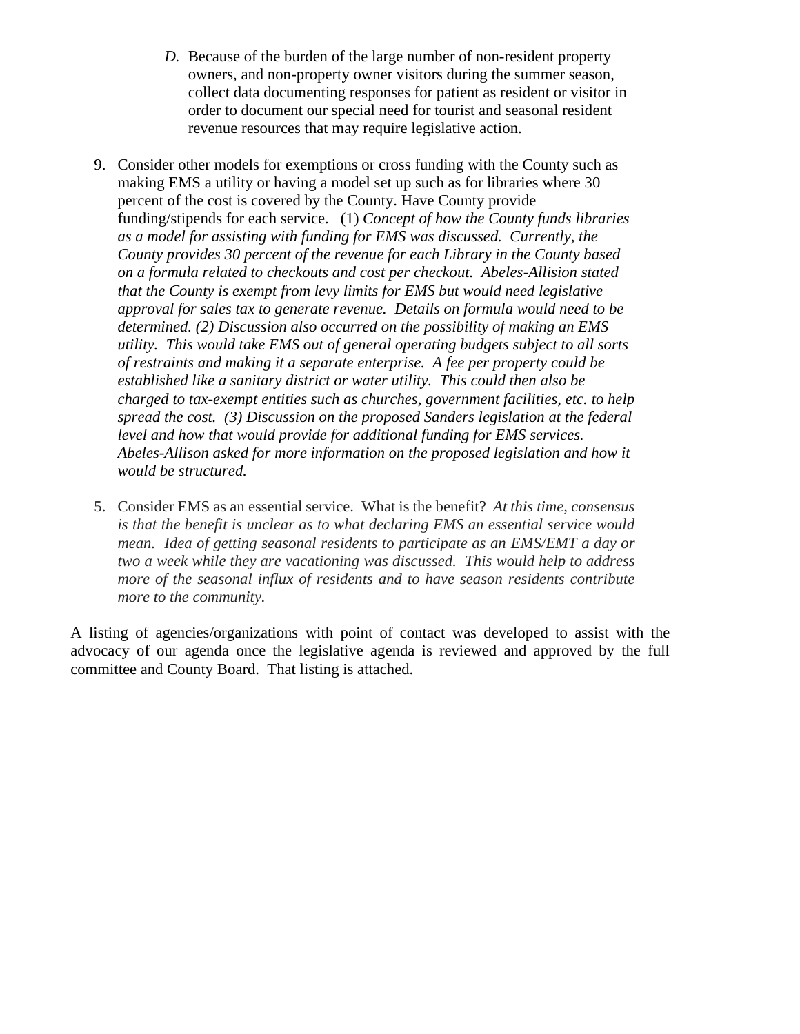D. Because of the burden of the large number of non-resident property owners, and non-property owner visitors during the summer season, collect data documenting responses for patient as resident or visitor in order to document our special need for tourist and seasonal resident revenue resources that may require legislative action.

9. Consider other models for exemptions or cross funding with the County such as making EMS a utility or having a model set up such as for libraries where 30 percent of the cost is covered by the County. Have County provide funding/stipends for each service. (1) *Concept of how the County funds libraries as a model for assisting with funding for EMS was discussed. Currently, the County provides 30 percent of the revenue for each Library in the County based on a formula related to checkouts and cost per checkout. Abeles-Allision stated that the County is exempt from levy limits for EMS but would need legislative approval for sales tax to generate revenue. Details on formula would need to be determined. (2) Discussion also occurred on the possibility of making an EMS utility. This would take EMS out of general operating budgets subject to all sorts of restraints and making it a separate enterprise. A fee per property could be established like a sanitary district or water utility. This could then also be charged to tax-exempt entities such as churches, government facilities, etc. to help spread the cost. (3) Discussion on the proposed Sanders legislation at the federal level and how that would provide for additional funding for EMS services. Abeles-Allison asked for more information on the proposed legislation and how it would be structured.*

5. Consider EMS as an essential service. What is the benefit? *At this time, consensus is that the benefit is unclear as to what declaring EMS an essential service would mean. Idea of getting seasonal residents to participate as an EMS/EMT a day or two a week while they are vacationing was discussed. This would help to address more of the seasonal influx of residents and to have season residents contribute more to the community.*

A listing of agencies/organizations with point of contact was developed to assist with the advocacy of our agenda once the legislative agenda is reviewed and approved by the full committee and County Board. That listing is attached.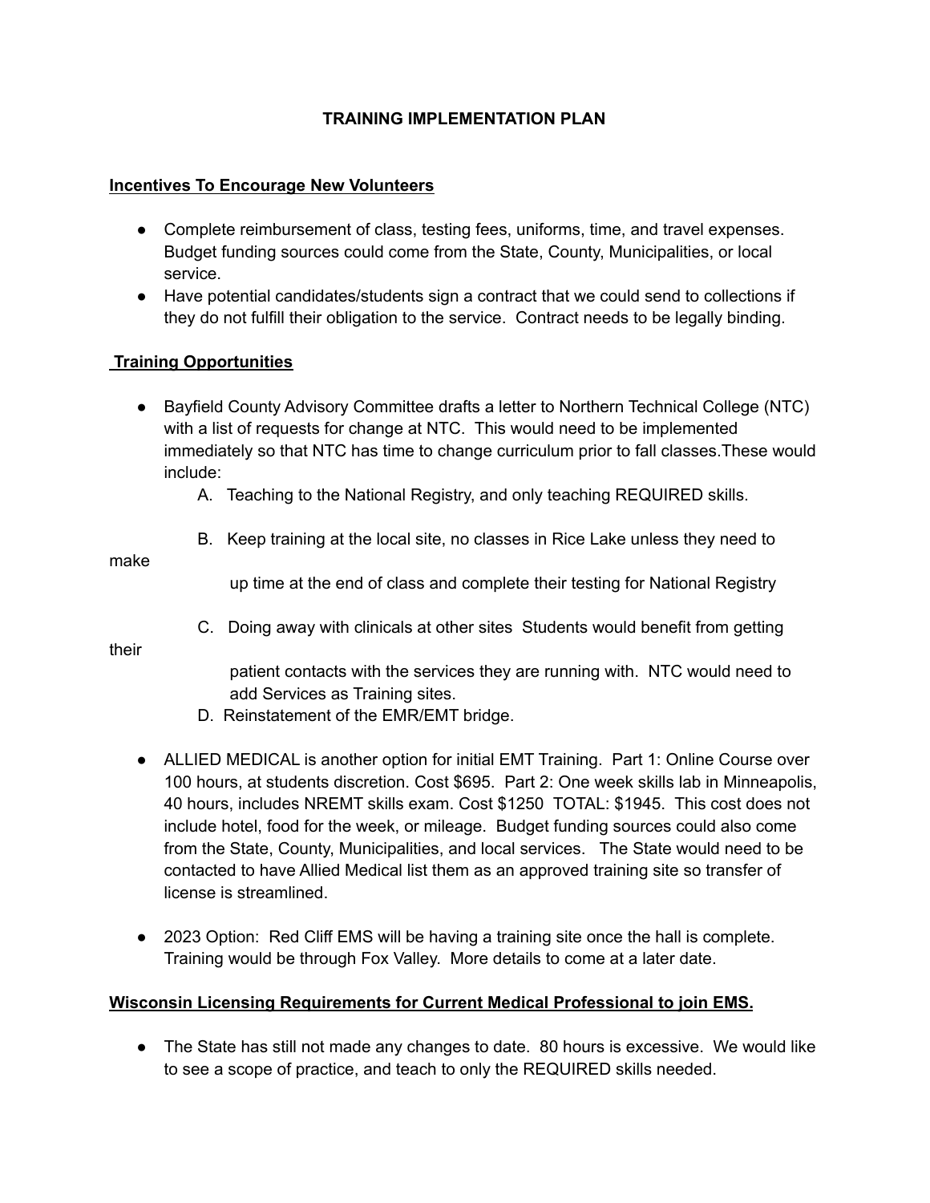# TRAINING IMPLEMENTATION PLAN

## Incentives To Encourage New Volunteers

- Complete reimbursement of class, testing fees, uniforms, time, and travel expenses. Budget funding sources could come from the State, County, Municipalities, or local service.
- Have potential candidates/students sign a contract that we could send to collections if they do not fulfill their obligation to the service. Contract needs to be legally binding.

## Training Opportunities

- Bayfield County Advisory Committee drafts a letter to Northern Technical College (NTC) with a list of requests for change at NTC. This would need to be implemented immediately so that NTC has time to change curriculum prior to fall classes.These would include:
  - A. Teaching to the National Registry, and only teaching REQUIRED skills.
  - B. Keep training at the local site, no classes in Rice Lake unless they need to make up time at the end of class and complete their testing for National Registry
  - C. Doing away with clinicals at other sites Students would benefit from getting their patient contacts with the services they are running with. NTC would need to add Services as Training sites.
  - D. Reinstatement of the EMR/EMT bridge.
- ALLIED MEDICAL is another option for initial EMT Training. Part 1: Online Course over 100 hours, at students discretion. Cost $695. Part 2: One week skills lab in Minneapolis, 40 hours, includes NREMT skills exam. Cost $1250 TOTAL: $1945. This cost does not include hotel, food for the week, or mileage. Budget funding sources could also come from the State, County, Municipalities, and local services. The State would need to be contacted to have Allied Medical list them as an approved training site so transfer of license is streamlined.
- 2023 Option: Red Cliff EMS will be having a training site once the hall is complete. Training would be through Fox Valley. More details to come at a later date.

## Wisconsin Licensing Requirements for Current Medical Professional to join EMS.

- The State has still not made any changes to date. 80 hours is excessive. We would like to see a scope of practice, and teach to only the REQUIRED skills needed.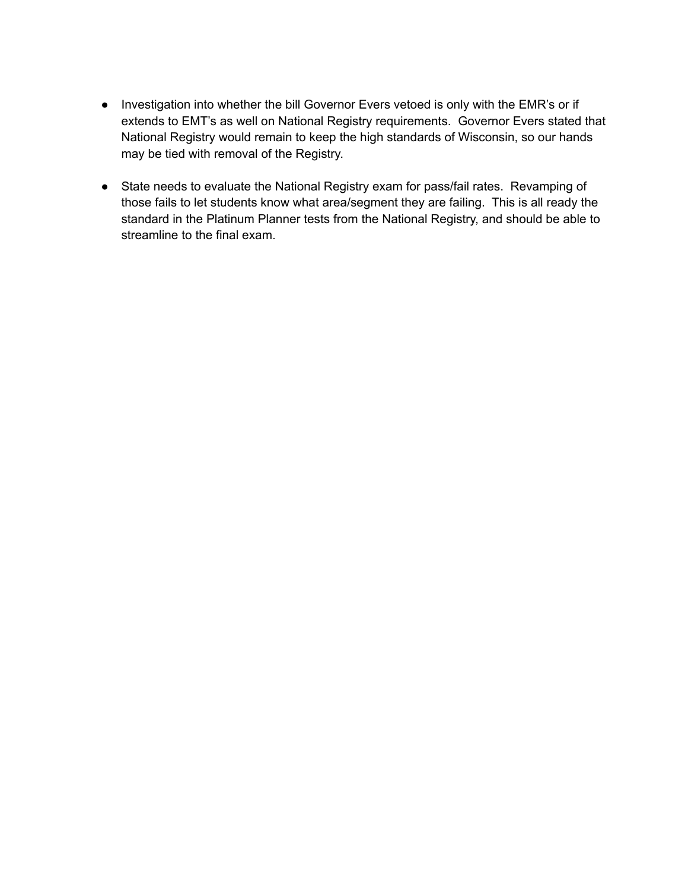- Investigation into whether the bill Governor Evers vetoed is only with the EMR's or if extends to EMT's as well on National Registry requirements. Governor Evers stated that National Registry would remain to keep the high standards of Wisconsin, so our hands may be tied with removal of the Registry.

- State needs to evaluate the National Registry exam for pass/fail rates. Revamping of those fails to let students know what area/segment they are failing. This is all ready the standard in the Platinum Planner tests from the National Registry, and should be able to streamline to the final exam.